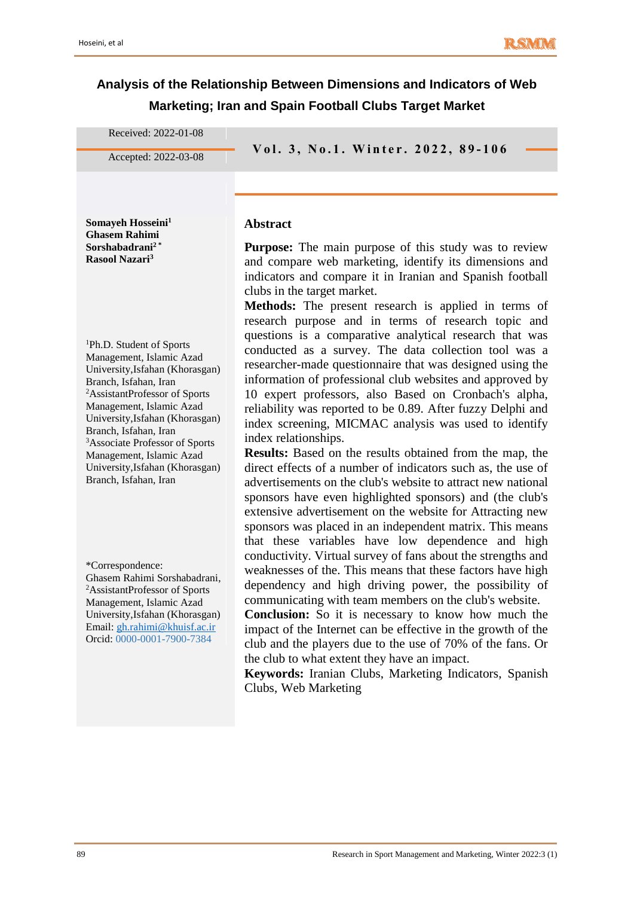# Analysis of the Relationship Between Dimensions and Indicators of Web Marketing; Iran and Spain Football Clubs Target Market

Received: 2022-01-08

Accepted: 2022-03-08

**Somayeh Hosseini[1]**
**Ghasem Rahimi Sorshabadrani[2 *]**
**Rasool Nazari[3]**

[1]Ph.D. Student of Sports Management, Islamic Azad University,Isfahan (Khorasgan) Branch, Isfahan, Iran
[2]AssistantProfessor of Sports Management, Islamic Azad University,Isfahan (Khorasgan) Branch, Isfahan, Iran
[3]Associate Professor of Sports Management, Islamic Azad University,Isfahan (Khorasgan) Branch, Isfahan, Iran

*Correspondence:
Ghasem Rahimi Sorshabadrani, [2]AssistantProfessor of Sports Management, Islamic Azad University,Isfahan (Khorasgan)
Email: gh.rahimi@khuisf.ac.ir
Orcid: 0000-0001-7900-7384

## Abstract

**Purpose:** The main purpose of this study was to review and compare web marketing, identify its dimensions and indicators and compare it in Iranian and Spanish football clubs in the target market.

**Methods:** The present research is applied in terms of research purpose and in terms of research topic and questions is a comparative analytical research that was conducted as a survey. The data collection tool was a researcher-made questionnaire that was designed using the information of professional club websites and approved by 10 expert professors, also Based on Cronbach's alpha, reliability was reported to be 0.89. After fuzzy Delphi and index screening, MICMAC analysis was used to identify index relationships.

**Results:** Based on the results obtained from the map, the direct effects of a number of indicators such as, the use of advertisements on the club's website to attract new national sponsors have even highlighted sponsors) and (the club's extensive advertisement on the website for Attracting new sponsors was placed in an independent matrix. This means that these variables have low dependence and high conductivity. Virtual survey of fans about the strengths and weaknesses of the. This means that these factors have high dependency and high driving power, the possibility of communicating with team members on the club's website.

**Conclusion:** So it is necessary to know how much the impact of the Internet can be effective in the growth of the club and the players due to the use of 70% of the fans. Or the club to what extent they have an impact.

**Keywords:** Iranian Clubs, Marketing Indicators, Spanish Clubs, Web Marketing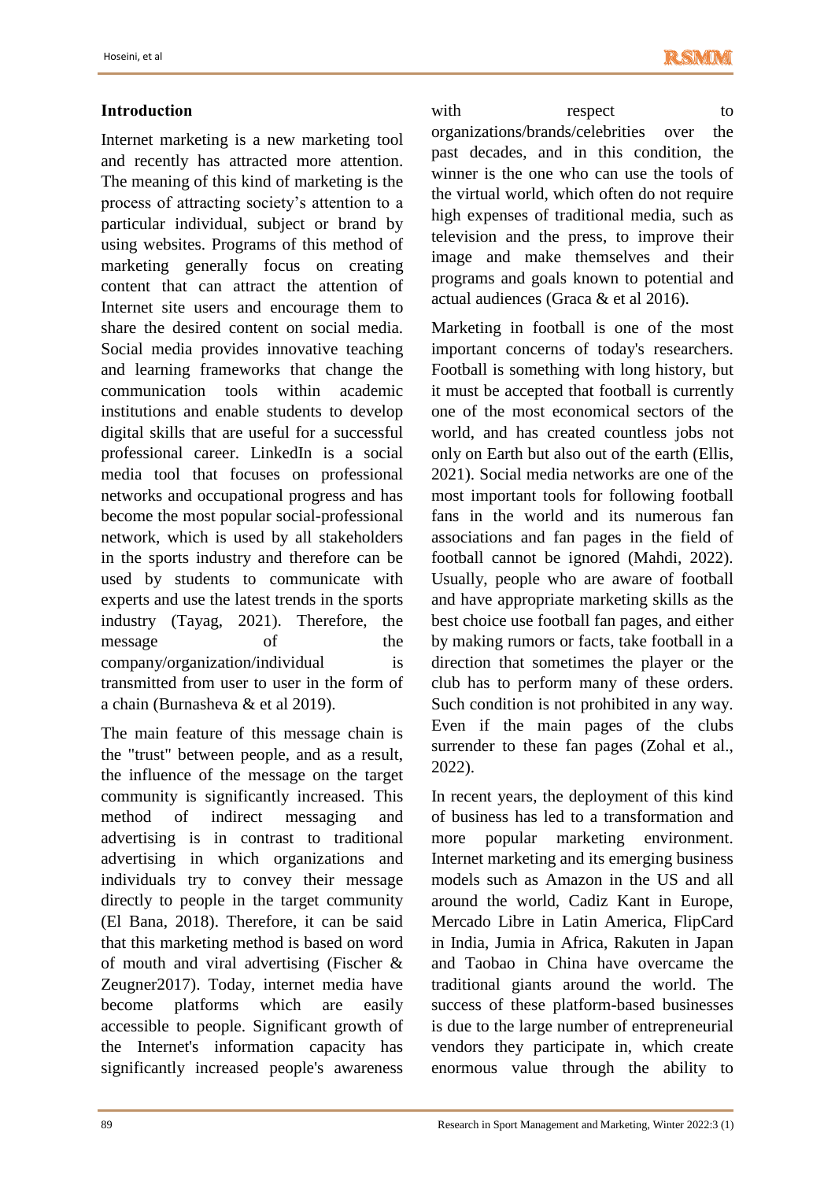## Introduction

Internet marketing is a new marketing tool and recently has attracted more attention. The meaning of this kind of marketing is the process of attracting society's attention to a particular individual, subject or brand by using websites. Programs of this method of marketing generally focus on creating content that can attract the attention of Internet site users and encourage them to share the desired content on social media. Social media provides innovative teaching and learning frameworks that change the communication tools within academic institutions and enable students to develop digital skills that are useful for a successful professional career. LinkedIn is a social media tool that focuses on professional networks and occupational progress and has become the most popular social-professional network, which is used by all stakeholders in the sports industry and therefore can be used by students to communicate with experts and use the latest trends in the sports industry (Tayag, 2021). Therefore, the message of the company/organization/individual is transmitted from user to user in the form of a chain (Burnasheva & et al 2019).

The main feature of this message chain is the "trust" between people, and as a result, the influence of the message on the target community is significantly increased. This method of indirect messaging and advertising is in contrast to traditional advertising in which organizations and individuals try to convey their message directly to people in the target community (El Bana, 2018). Therefore, it can be said that this marketing method is based on word of mouth and viral advertising (Fischer & Zeugner2017). Today, internet media have become platforms which are easily accessible to people. Significant growth of the Internet's information capacity has significantly increased people's awareness with respect to organizations/brands/celebrities over the past decades, and in this condition, the winner is the one who can use the tools of the virtual world, which often do not require high expenses of traditional media, such as television and the press, to improve their image and make themselves and their programs and goals known to potential and actual audiences (Graca & et al 2016).

Marketing in football is one of the most important concerns of today's researchers. Football is something with long history, but it must be accepted that football is currently one of the most economical sectors of the world, and has created countless jobs not only on Earth but also out of the earth (Ellis, 2021). Social media networks are one of the most important tools for following football fans in the world and its numerous fan associations and fan pages in the field of football cannot be ignored (Mahdi, 2022). Usually, people who are aware of football and have appropriate marketing skills as the best choice use football fan pages, and either by making rumors or facts, take football in a direction that sometimes the player or the club has to perform many of these orders. Such condition is not prohibited in any way. Even if the main pages of the clubs surrender to these fan pages (Zohal et al., 2022).

In recent years, the deployment of this kind of business has led to a transformation and more popular marketing environment. Internet marketing and its emerging business models such as Amazon in the US and all around the world, Cadiz Kant in Europe, Mercado Libre in Latin America, FlipCard in India, Jumia in Africa, Rakuten in Japan and Taobao in China have overcame the traditional giants around the world. The success of these platform-based businesses is due to the large number of entrepreneurial vendors they participate in, which create enormous value through the ability to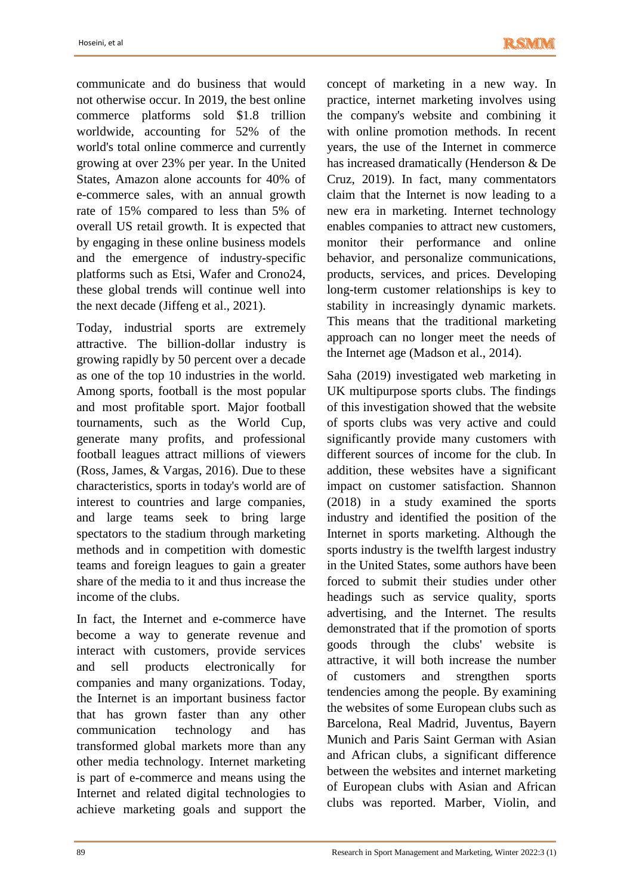communicate and do business that would not otherwise occur. In 2019, the best online commerce platforms sold $1.8 trillion worldwide, accounting for 52% of the world's total online commerce and currently growing at over 23% per year. In the United States, Amazon alone accounts for 40% of e-commerce sales, with an annual growth rate of 15% compared to less than 5% of overall US retail growth. It is expected that by engaging in these online business models and the emergence of industry-specific platforms such as Etsi, Wafer and Crono24, these global trends will continue well into the next decade (Jiffeng et al., 2021).

Today, industrial sports are extremely attractive. The billion-dollar industry is growing rapidly by 50 percent over a decade as one of the top 10 industries in the world. Among sports, football is the most popular and most profitable sport. Major football tournaments, such as the World Cup, generate many profits, and professional football leagues attract millions of viewers (Ross, James, & Vargas, 2016). Due to these characteristics, sports in today's world are of interest to countries and large companies, and large teams seek to bring large spectators to the stadium through marketing methods and in competition with domestic teams and foreign leagues to gain a greater share of the media to it and thus increase the income of the clubs.

In fact, the Internet and e-commerce have become a way to generate revenue and interact with customers, provide services and sell products electronically for companies and many organizations. Today, the Internet is an important business factor that has grown faster than any other communication technology and has transformed global markets more than any other media technology. Internet marketing is part of e-commerce and means using the Internet and related digital technologies to achieve marketing goals and support the concept of marketing in a new way. In practice, internet marketing involves using the company's website and combining it with online promotion methods. In recent years, the use of the Internet in commerce has increased dramatically (Henderson & De Cruz, 2019). In fact, many commentators claim that the Internet is now leading to a new era in marketing. Internet technology enables companies to attract new customers, monitor their performance and online behavior, and personalize communications, products, services, and prices. Developing long-term customer relationships is key to stability in increasingly dynamic markets. This means that the traditional marketing approach can no longer meet the needs of the Internet age (Madson et al., 2014).

Saha (2019) investigated web marketing in UK multipurpose sports clubs. The findings of this investigation showed that the website of sports clubs was very active and could significantly provide many customers with different sources of income for the club. In addition, these websites have a significant impact on customer satisfaction. Shannon (2018) in a study examined the sports industry and identified the position of the Internet in sports marketing. Although the sports industry is the twelfth largest industry in the United States, some authors have been forced to submit their studies under other headings such as service quality, sports advertising, and the Internet. The results demonstrated that if the promotion of sports goods through the clubs' website is attractive, it will both increase the number of customers and strengthen sports tendencies among the people. By examining the websites of some European clubs such as Barcelona, Real Madrid, Juventus, Bayern Munich and Paris Saint German with Asian and African clubs, a significant difference between the websites and internet marketing of European clubs with Asian and African clubs was reported. Marber, Violin, and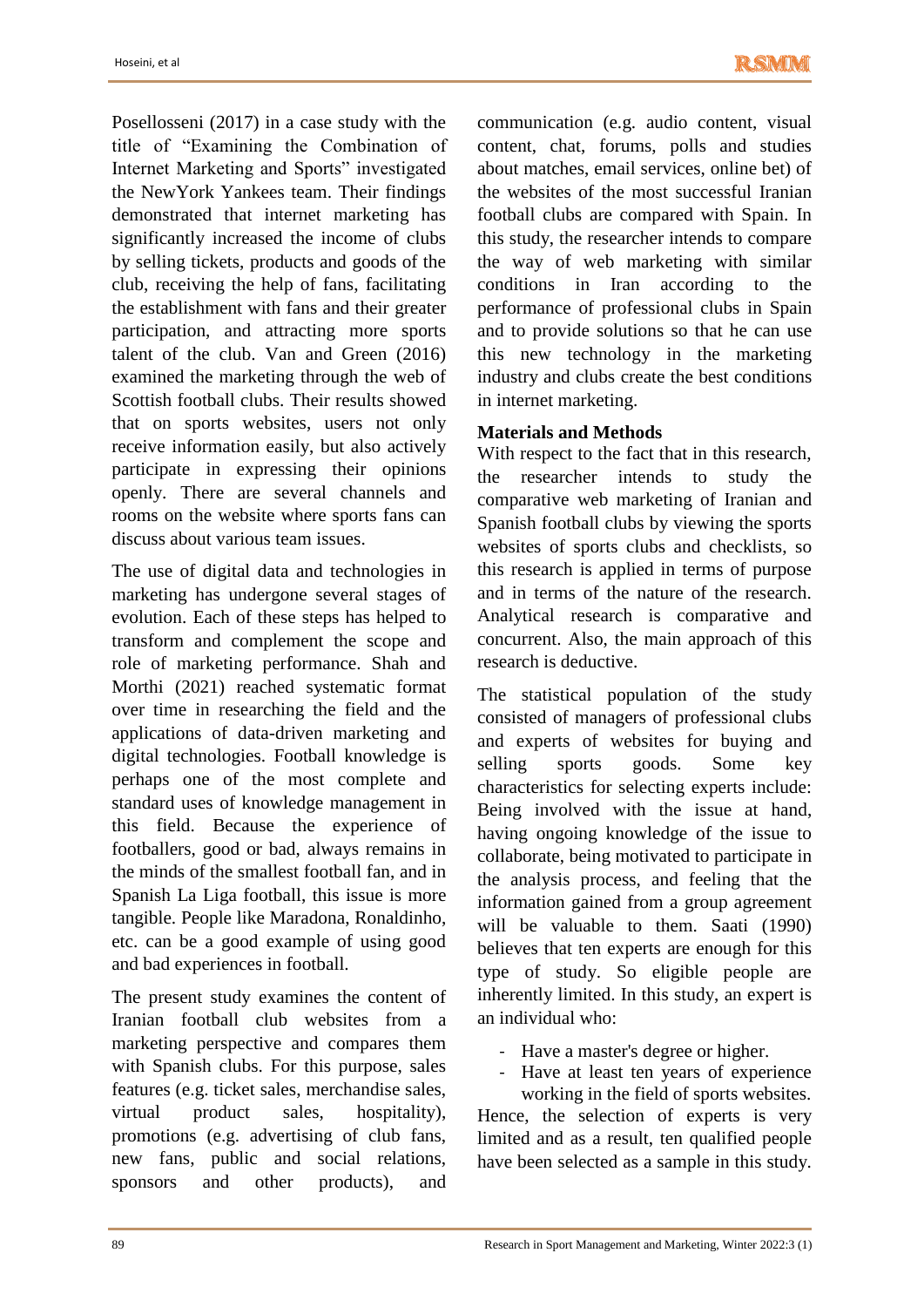Posellosseni (2017) in a case study with the title of "Examining the Combination of Internet Marketing and Sports" investigated the NewYork Yankees team. Their findings demonstrated that internet marketing has significantly increased the income of clubs by selling tickets, products and goods of the club, receiving the help of fans, facilitating the establishment with fans and their greater participation, and attracting more sports talent of the club. Van and Green (2016) examined the marketing through the web of Scottish football clubs. Their results showed that on sports websites, users not only receive information easily, but also actively participate in expressing their opinions openly. There are several channels and rooms on the website where sports fans can discuss about various team issues.

The use of digital data and technologies in marketing has undergone several stages of evolution. Each of these steps has helped to transform and complement the scope and role of marketing performance. Shah and Morthi (2021) reached systematic format over time in researching the field and the applications of data-driven marketing and digital technologies. Football knowledge is perhaps one of the most complete and standard uses of knowledge management in this field. Because the experience of footballers, good or bad, always remains in the minds of the smallest football fan, and in Spanish La Liga football, this issue is more tangible. People like Maradona, Ronaldinho, etc. can be a good example of using good and bad experiences in football.

The present study examines the content of Iranian football club websites from a marketing perspective and compares them with Spanish clubs. For this purpose, sales features (e.g. ticket sales, merchandise sales, virtual product sales, hospitality), promotions (e.g. advertising of club fans, new fans, public and social relations, sponsors and other products), and communication (e.g. audio content, visual content, chat, forums, polls and studies about matches, email services, online bet) of the websites of the most successful Iranian football clubs are compared with Spain. In this study, the researcher intends to compare the way of web marketing with similar conditions in Iran according to the performance of professional clubs in Spain and to provide solutions so that he can use this new technology in the marketing industry and clubs create the best conditions in internet marketing.

**Materials and Methods**

With respect to the fact that in this research, the researcher intends to study the comparative web marketing of Iranian and Spanish football clubs by viewing the sports websites of sports clubs and checklists, so this research is applied in terms of purpose and in terms of the nature of the research. Analytical research is comparative and concurrent. Also, the main approach of this research is deductive.

The statistical population of the study consisted of managers of professional clubs and experts of websites for buying and selling sports goods. Some key characteristics for selecting experts include: Being involved with the issue at hand, having ongoing knowledge of the issue to collaborate, being motivated to participate in the analysis process, and feeling that the information gained from a group agreement will be valuable to them. Saati (1990) believes that ten experts are enough for this type of study. So eligible people are inherently limited. In this study, an expert is an individual who:

- Have a master's degree or higher.
- Have at least ten years of experience working in the field of sports websites.

Hence, the selection of experts is very limited and as a result, ten qualified people have been selected as a sample in this study.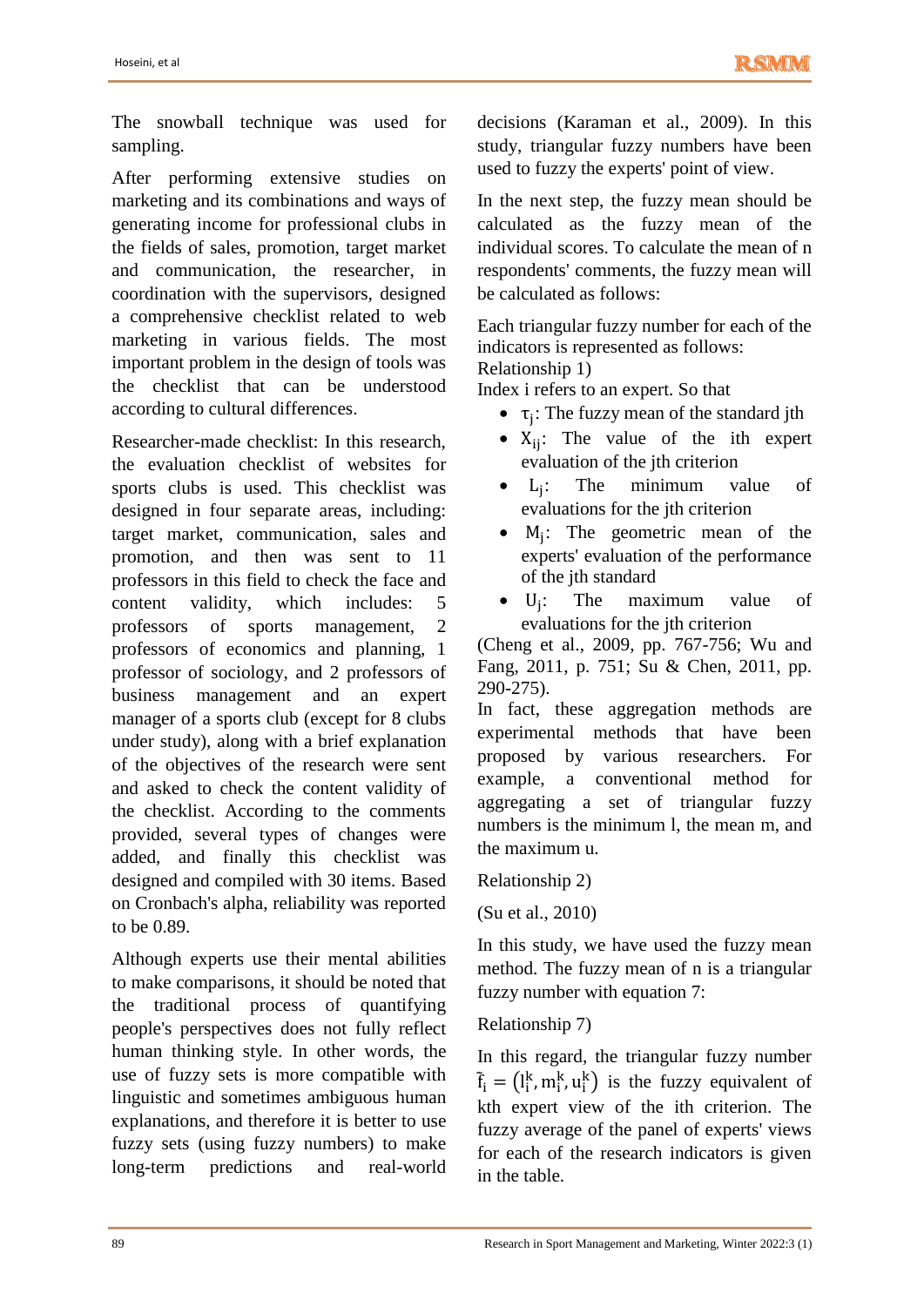The snowball technique was used for sampling.

After performing extensive studies on marketing and its combinations and ways of generating income for professional clubs in the fields of sales, promotion, target market and communication, the researcher, in coordination with the supervisors, designed a comprehensive checklist related to web marketing in various fields. The most important problem in the design of tools was the checklist that can be understood according to cultural differences.

Researcher-made checklist: In this research, the evaluation checklist of websites for sports clubs is used. This checklist was designed in four separate areas, including: target market, communication, sales and promotion, and then was sent to 11 professors in this field to check the face and content validity, which includes: 5 professors of sports management, 2 professors of economics and planning, 1 professor of sociology, and 2 professors of business management and an expert manager of a sports club (except for 8 clubs under study), along with a brief explanation of the objectives of the research were sent and asked to check the content validity of the checklist. According to the comments provided, several types of changes were added, and finally this checklist was designed and compiled with 30 items. Based on Cronbach's alpha, reliability was reported to be 0.89.

Although experts use their mental abilities to make comparisons, it should be noted that the traditional process of quantifying people's perspectives does not fully reflect human thinking style. In other words, the use of fuzzy sets is more compatible with linguistic and sometimes ambiguous human explanations, and therefore it is better to use fuzzy sets (using fuzzy numbers) to make long-term predictions and real-world decisions (Karaman et al., 2009). In this study, triangular fuzzy numbers have been used to fuzzy the experts' point of view.

In the next step, the fuzzy mean should be calculated as the fuzzy mean of the individual scores. To calculate the mean of n respondents' comments, the fuzzy mean will be calculated as follows:

Each triangular fuzzy number for each of the indicators is represented as follows:
Relationship 1)
Index i refers to an expert. So that

- $\tau_j$: The fuzzy mean of the standard jth
- $X_{ij}$: The value of the ith expert evaluation of the jth criterion
- $L_j$: The minimum value of evaluations for the jth criterion
- $M_j$: The geometric mean of the experts' evaluation of the performance of the jth standard
- $U_j$: The maximum value of evaluations for the jth criterion

(Cheng et al., 2009, pp. 767-756; Wu and Fang, 2011, p. 751; Su & Chen, 2011, pp. 290-275).
In fact, these aggregation methods are experimental methods that have been proposed by various researchers. For example, a conventional method for aggregating a set of triangular fuzzy numbers is the minimum l, the mean m, and the maximum u.

Relationship 2)

(Su et al., 2010)

In this study, we have used the fuzzy mean method. The fuzzy mean of n is a triangular fuzzy number with equation 7:

Relationship 7)

In this regard, the triangular fuzzy number $\tilde{f}_i = \left(l_i^k, m_i^k, u_i^k\right)$ is the fuzzy equivalent of kth expert view of the ith criterion. The fuzzy average of the panel of experts' views for each of the research indicators is given in the table.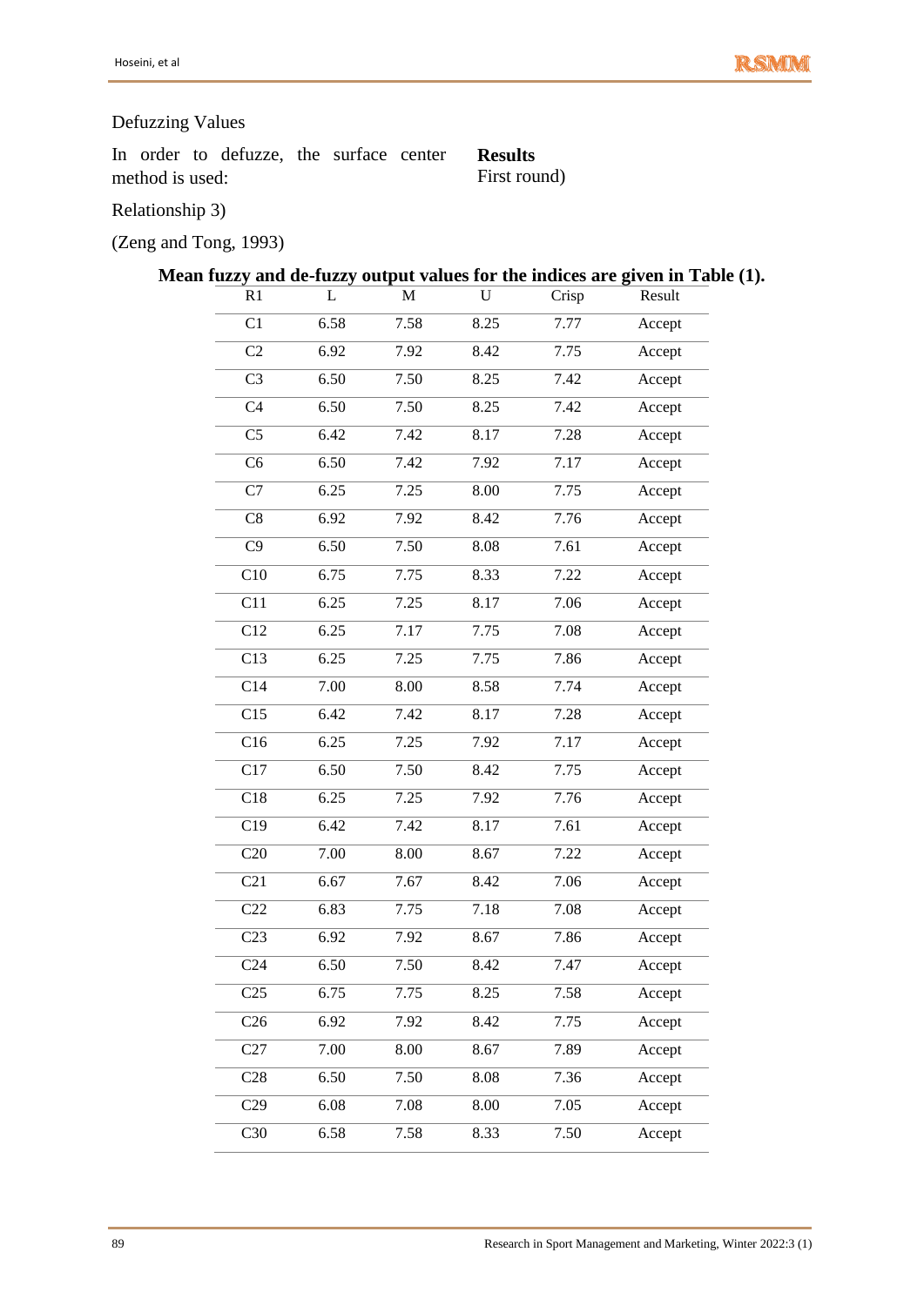Defuzzing Values

In order to defuzze, the surface center method is used:

**Results**

First round)

Relationship 3)

(Zeng and Tong, 1993)

**Mean fuzzy and de-fuzzy output values for the indices are given in Table (1).**

| R1 | L | M | U | Crisp | Result |
|---|---|---|---|---|---|
| C1 | 6.58 | 7.58 | 8.25 | 7.77 | Accept |
| C2 | 6.92 | 7.92 | 8.42 | 7.75 | Accept |
| C3 | 6.50 | 7.50 | 8.25 | 7.42 | Accept |
| C4 | 6.50 | 7.50 | 8.25 | 7.42 | Accept |
| C5 | 6.42 | 7.42 | 8.17 | 7.28 | Accept |
| C6 | 6.50 | 7.42 | 7.92 | 7.17 | Accept |
| C7 | 6.25 | 7.25 | 8.00 | 7.75 | Accept |
| C8 | 6.92 | 7.92 | 8.42 | 7.76 | Accept |
| C9 | 6.50 | 7.50 | 8.08 | 7.61 | Accept |
| C10 | 6.75 | 7.75 | 8.33 | 7.22 | Accept |
| C11 | 6.25 | 7.25 | 8.17 | 7.06 | Accept |
| C12 | 6.25 | 7.17 | 7.75 | 7.08 | Accept |
| C13 | 6.25 | 7.25 | 7.75 | 7.86 | Accept |
| C14 | 7.00 | 8.00 | 8.58 | 7.74 | Accept |
| C15 | 6.42 | 7.42 | 8.17 | 7.28 | Accept |
| C16 | 6.25 | 7.25 | 7.92 | 7.17 | Accept |
| C17 | 6.50 | 7.50 | 8.42 | 7.75 | Accept |
| C18 | 6.25 | 7.25 | 7.92 | 7.76 | Accept |
| C19 | 6.42 | 7.42 | 8.17 | 7.61 | Accept |
| C20 | 7.00 | 8.00 | 8.67 | 7.22 | Accept |
| C21 | 6.67 | 7.67 | 8.42 | 7.06 | Accept |
| C22 | 6.83 | 7.75 | 7.18 | 7.08 | Accept |
| C23 | 6.92 | 7.92 | 8.67 | 7.86 | Accept |
| C24 | 6.50 | 7.50 | 8.42 | 7.47 | Accept |
| C25 | 6.75 | 7.75 | 8.25 | 7.58 | Accept |
| C26 | 6.92 | 7.92 | 8.42 | 7.75 | Accept |
| C27 | 7.00 | 8.00 | 8.67 | 7.89 | Accept |
| C28 | 6.50 | 7.50 | 8.08 | 7.36 | Accept |
| C29 | 6.08 | 7.08 | 8.00 | 7.05 | Accept |
| C30 | 6.58 | 7.58 | 8.33 | 7.50 | Accept |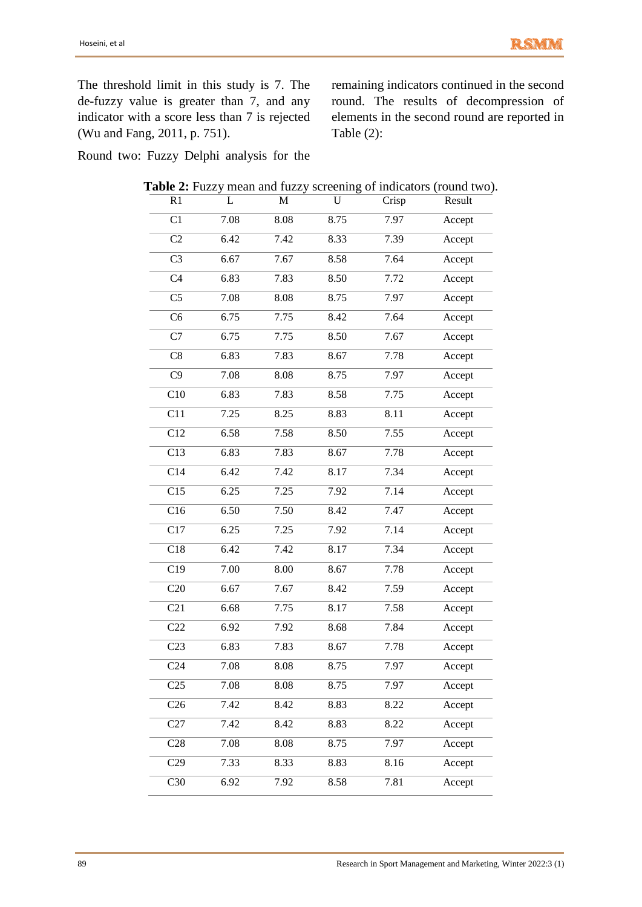The threshold limit in this study is 7. The de-fuzzy value is greater than 7, and any indicator with a score less than 7 is rejected (Wu and Fang, 2011, p. 751).

Round two: Fuzzy Delphi analysis for the remaining indicators continued in the second round. The results of decompression of elements in the second round are reported in Table (2):

**Table 2:** Fuzzy mean and fuzzy screening of indicators (round two).

| R1 | L | M | U | Crisp | Result |
|---|---|---|---|---|---|
| C1 | 7.08 | 8.08 | 8.75 | 7.97 | Accept |
| C2 | 6.42 | 7.42 | 8.33 | 7.39 | Accept |
| C3 | 6.67 | 7.67 | 8.58 | 7.64 | Accept |
| C4 | 6.83 | 7.83 | 8.50 | 7.72 | Accept |
| C5 | 7.08 | 8.08 | 8.75 | 7.97 | Accept |
| C6 | 6.75 | 7.75 | 8.42 | 7.64 | Accept |
| C7 | 6.75 | 7.75 | 8.50 | 7.67 | Accept |
| C8 | 6.83 | 7.83 | 8.67 | 7.78 | Accept |
| C9 | 7.08 | 8.08 | 8.75 | 7.97 | Accept |
| C10 | 6.83 | 7.83 | 8.58 | 7.75 | Accept |
| C11 | 7.25 | 8.25 | 8.83 | 8.11 | Accept |
| C12 | 6.58 | 7.58 | 8.50 | 7.55 | Accept |
| C13 | 6.83 | 7.83 | 8.67 | 7.78 | Accept |
| C14 | 6.42 | 7.42 | 8.17 | 7.34 | Accept |
| C15 | 6.25 | 7.25 | 7.92 | 7.14 | Accept |
| C16 | 6.50 | 7.50 | 8.42 | 7.47 | Accept |
| C17 | 6.25 | 7.25 | 7.92 | 7.14 | Accept |
| C18 | 6.42 | 7.42 | 8.17 | 7.34 | Accept |
| C19 | 7.00 | 8.00 | 8.67 | 7.78 | Accept |
| C20 | 6.67 | 7.67 | 8.42 | 7.59 | Accept |
| C21 | 6.68 | 7.75 | 8.17 | 7.58 | Accept |
| C22 | 6.92 | 7.92 | 8.68 | 7.84 | Accept |
| C23 | 6.83 | 7.83 | 8.67 | 7.78 | Accept |
| C24 | 7.08 | 8.08 | 8.75 | 7.97 | Accept |
| C25 | 7.08 | 8.08 | 8.75 | 7.97 | Accept |
| C26 | 7.42 | 8.42 | 8.83 | 8.22 | Accept |
| C27 | 7.42 | 8.42 | 8.83 | 8.22 | Accept |
| C28 | 7.08 | 8.08 | 8.75 | 7.97 | Accept |
| C29 | 7.33 | 8.33 | 8.83 | 8.16 | Accept |
| C30 | 6.92 | 7.92 | 8.58 | 7.81 | Accept |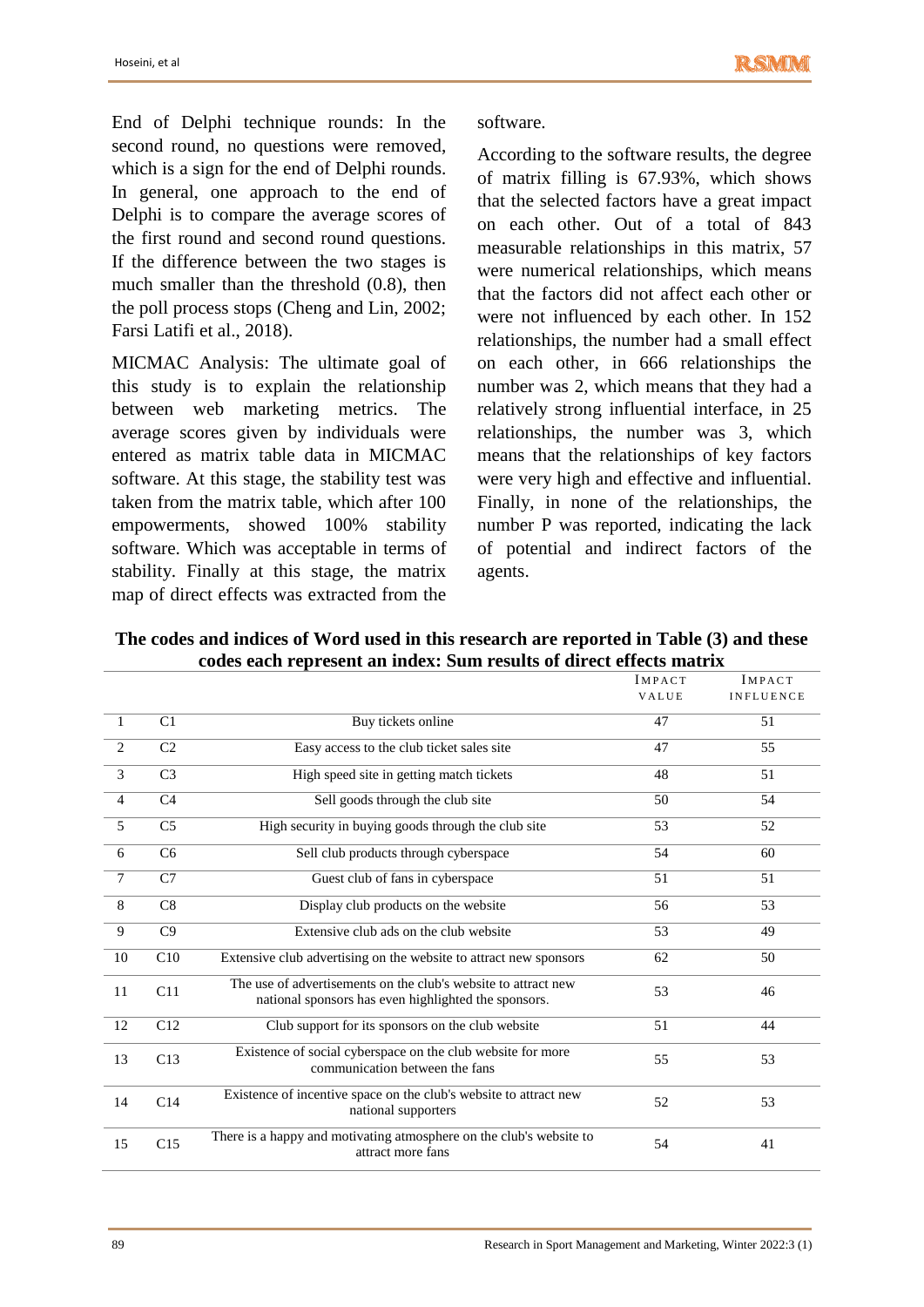End of Delphi technique rounds: In the second round, no questions were removed, which is a sign for the end of Delphi rounds. In general, one approach to the end of Delphi is to compare the average scores of the first round and second round questions. If the difference between the two stages is much smaller than the threshold (0.8), then the poll process stops (Cheng and Lin, 2002; Farsi Latifi et al., 2018).

MICMAC Analysis: The ultimate goal of this study is to explain the relationship between web marketing metrics. The average scores given by individuals were entered as matrix table data in MICMAC software. At this stage, the stability test was taken from the matrix table, which after 100 empowerments, showed 100% stability software. Which was acceptable in terms of stability. Finally at this stage, the matrix map of direct effects was extracted from the software.

According to the software results, the degree of matrix filling is 67.93%, which shows that the selected factors have a great impact on each other. Out of a total of 843 measurable relationships in this matrix, 57 were numerical relationships, which means that the factors did not affect each other or were not influenced by each other. In 152 relationships, the number had a small effect on each other, in 666 relationships the number was 2, which means that they had a relatively strong influential interface, in 25 relationships, the number was 3, which means that the relationships of key factors were very high and effective and influential. Finally, in none of the relationships, the number P was reported, indicating the lack of potential and indirect factors of the agents.

**The codes and indices of Word used in this research are reported in Table (3) and these codes each represent an index: Sum results of direct effects matrix**

| | | | Impact Value | Impact Influence |
|---|---|---|---|---|
| 1 | C1 | Buy tickets online | 47 | 51 |
| 2 | C2 | Easy access to the club ticket sales site | 47 | 55 |
| 3 | C3 | High speed site in getting match tickets | 48 | 51 |
| 4 | C4 | Sell goods through the club site | 50 | 54 |
| 5 | C5 | High security in buying goods through the club site | 53 | 52 |
| 6 | C6 | Sell club products through cyberspace | 54 | 60 |
| 7 | C7 | Guest club of fans in cyberspace | 51 | 51 |
| 8 | C8 | Display club products on the website | 56 | 53 |
| 9 | C9 | Extensive club ads on the club website | 53 | 49 |
| 10 | C10 | Extensive club advertising on the website to attract new sponsors | 62 | 50 |
| 11 | C11 | The use of advertisements on the club's website to attract new national sponsors has even highlighted the sponsors. | 53 | 46 |
| 12 | C12 | Club support for its sponsors on the club website | 51 | 44 |
| 13 | C13 | Existence of social cyberspace on the club website for more communication between the fans | 55 | 53 |
| 14 | C14 | Existence of incentive space on the club's website to attract new national supporters | 52 | 53 |
| 15 | C15 | There is a happy and motivating atmosphere on the club's website to attract more fans | 54 | 41 |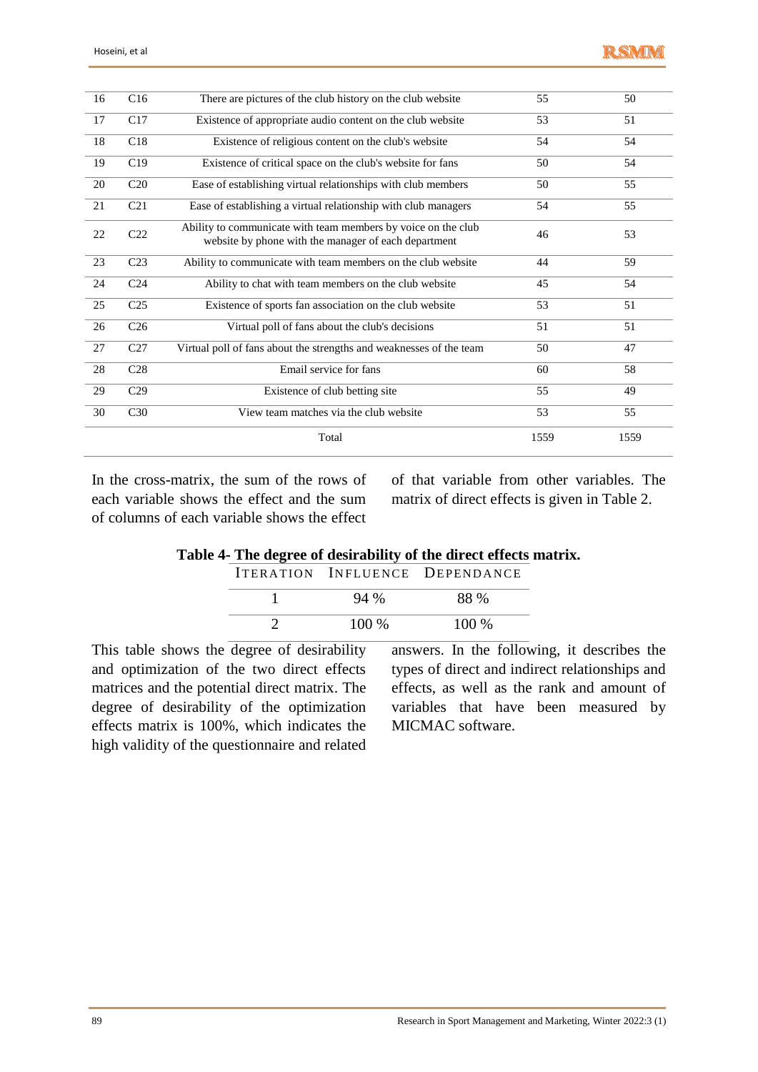| 16 | C16 | There are pictures of the club history on the club website | 55 | 50 |
|---|---|---|---|---|
| 17 | C17 | Existence of appropriate audio content on the club website | 53 | 51 |
| 18 | C18 | Existence of religious content on the club's website | 54 | 54 |
| 19 | C19 | Existence of critical space on the club's website for fans | 50 | 54 |
| 20 | C20 | Ease of establishing virtual relationships with club members | 50 | 55 |
| 21 | C21 | Ease of establishing a virtual relationship with club managers | 54 | 55 |
| 22 | C22 | Ability to communicate with team members by voice on the club website by phone with the manager of each department | 46 | 53 |
| 23 | C23 | Ability to communicate with team members on the club website | 44 | 59 |
| 24 | C24 | Ability to chat with team members on the club website | 45 | 54 |
| 25 | C25 | Existence of sports fan association on the club website | 53 | 51 |
| 26 | C26 | Virtual poll of fans about the club's decisions | 51 | 51 |
| 27 | C27 | Virtual poll of fans about the strengths and weaknesses of the team | 50 | 47 |
| 28 | C28 | Email service for fans | 60 | 58 |
| 29 | C29 | Existence of club betting site | 55 | 49 |
| 30 | C30 | View team matches via the club website | 53 | 55 |
| | | Total | 1559 | 1559 |

In the cross-matrix, the sum of the rows of each variable shows the effect and the sum of columns of each variable shows the effect of that variable from other variables. The matrix of direct effects is given in Table 2.

**Table 4- The degree of desirability of the direct effects matrix.**

| Iteration | Influence | Dependance |
|---|---|---|
| 1 | 94 % | 88 % |
| 2 | 100 % | 100 % |

This table shows the degree of desirability and optimization of the two direct effects matrices and the potential direct matrix. The degree of desirability of the optimization effects matrix is 100%, which indicates the high validity of the questionnaire and related answers. In the following, it describes the types of direct and indirect relationships and effects, as well as the rank and amount of variables that have been measured by MICMAC software.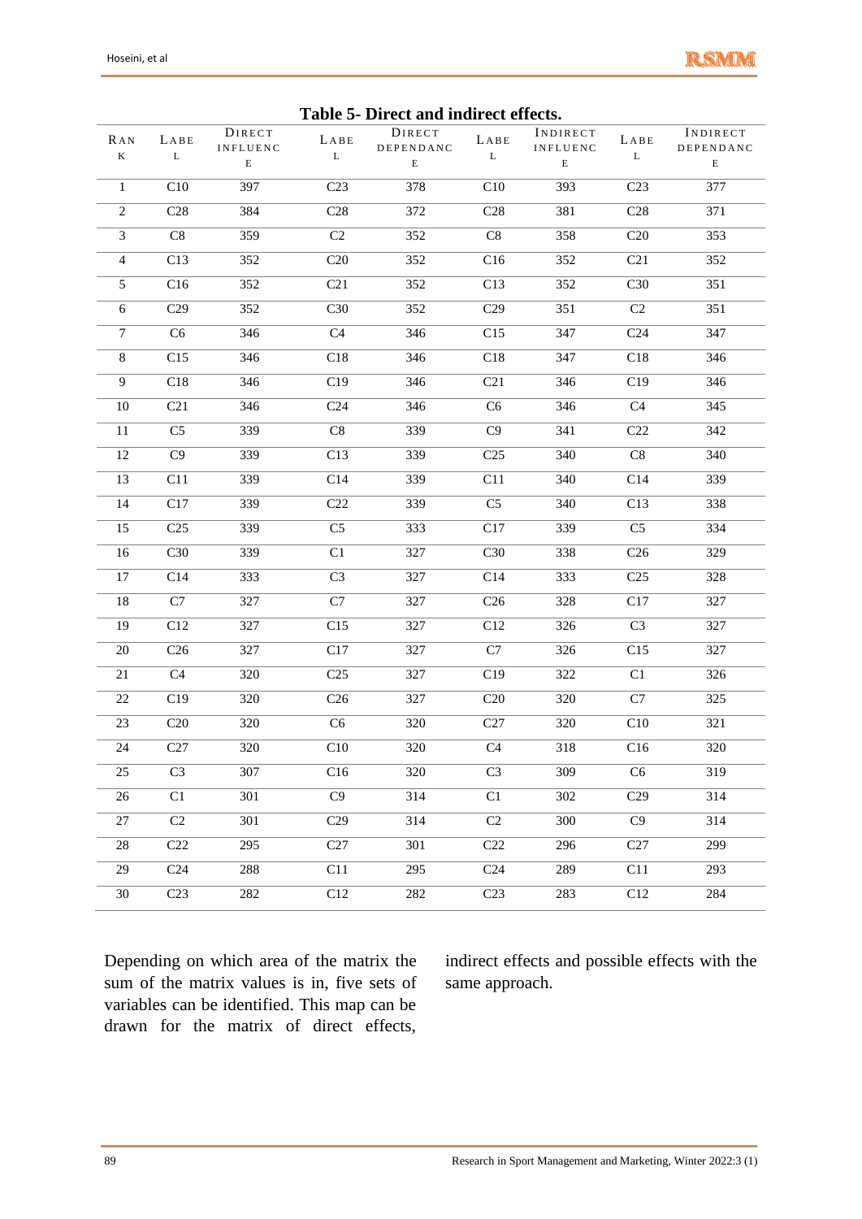**Table 5- Direct and indirect effects.**

| Rank | Label | Direct influence | Label | Direct dependance | Label | Indirect influence | Label | Indirect dependance |
|---|---|---|---|---|---|---|---|---|
| 1 | C10 | 397 | C23 | 378 | C10 | 393 | C23 | 377 |
| 2 | C28 | 384 | C28 | 372 | C28 | 381 | C28 | 371 |
| 3 | C8 | 359 | C2 | 352 | C8 | 358 | C20 | 353 |
| 4 | C13 | 352 | C20 | 352 | C16 | 352 | C21 | 352 |
| 5 | C16 | 352 | C21 | 352 | C13 | 352 | C30 | 351 |
| 6 | C29 | 352 | C30 | 352 | C29 | 351 | C2 | 351 |
| 7 | C6 | 346 | C4 | 346 | C15 | 347 | C24 | 347 |
| 8 | C15 | 346 | C18 | 346 | C18 | 347 | C18 | 346 |
| 9 | C18 | 346 | C19 | 346 | C21 | 346 | C19 | 346 |
| 10 | C21 | 346 | C24 | 346 | C6 | 346 | C4 | 345 |
| 11 | C5 | 339 | C8 | 339 | C9 | 341 | C22 | 342 |
| 12 | C9 | 339 | C13 | 339 | C25 | 340 | C8 | 340 |
| 13 | C11 | 339 | C14 | 339 | C11 | 340 | C14 | 339 |
| 14 | C17 | 339 | C22 | 339 | C5 | 340 | C13 | 338 |
| 15 | C25 | 339 | C5 | 333 | C17 | 339 | C5 | 334 |
| 16 | C30 | 339 | C1 | 327 | C30 | 338 | C26 | 329 |
| 17 | C14 | 333 | C3 | 327 | C14 | 333 | C25 | 328 |
| 18 | C7 | 327 | C7 | 327 | C26 | 328 | C17 | 327 |
| 19 | C12 | 327 | C15 | 327 | C12 | 326 | C3 | 327 |
| 20 | C26 | 327 | C17 | 327 | C7 | 326 | C15 | 327 |
| 21 | C4 | 320 | C25 | 327 | C19 | 322 | C1 | 326 |
| 22 | C19 | 320 | C26 | 327 | C20 | 320 | C7 | 325 |
| 23 | C20 | 320 | C6 | 320 | C27 | 320 | C10 | 321 |
| 24 | C27 | 320 | C10 | 320 | C4 | 318 | C16 | 320 |
| 25 | C3 | 307 | C16 | 320 | C3 | 309 | C6 | 319 |
| 26 | C1 | 301 | C9 | 314 | C1 | 302 | C29 | 314 |
| 27 | C2 | 301 | C29 | 314 | C2 | 300 | C9 | 314 |
| 28 | C22 | 295 | C27 | 301 | C22 | 296 | C27 | 299 |
| 29 | C24 | 288 | C11 | 295 | C24 | 289 | C11 | 293 |
| 30 | C23 | 282 | C12 | 282 | C23 | 283 | C12 | 284 |

Depending on which area of the matrix the sum of the matrix values is in, five sets of variables can be identified. This map can be drawn for the matrix of direct effects, indirect effects and possible effects with the same approach.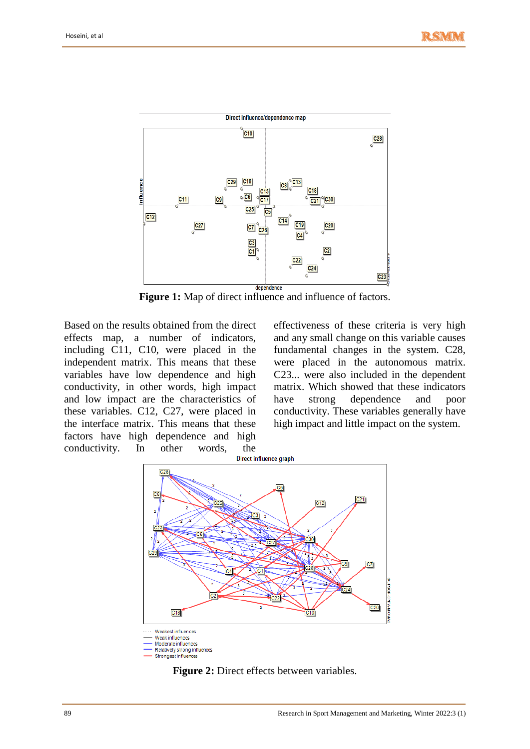**Figure 1:** Map of direct influence and influence of factors.

Based on the results obtained from the direct effects map, a number of indicators, including C11, C10, were placed in the independent matrix. This means that these variables have low dependence and high conductivity, in other words, high impact and low impact are the characteristics of these variables. C12, C27, were placed in the interface matrix. This means that these factors have high dependence and high conductivity. In other words, the effectiveness of these criteria is very high and any small change on this variable causes fundamental changes in the system. C28, were placed in the autonomous matrix. C23... were also included in the dependent matrix. Which showed that these indicators have strong dependence and poor conductivity. These variables generally have high impact and little impact on the system.

**Figure 2:** Direct effects between variables.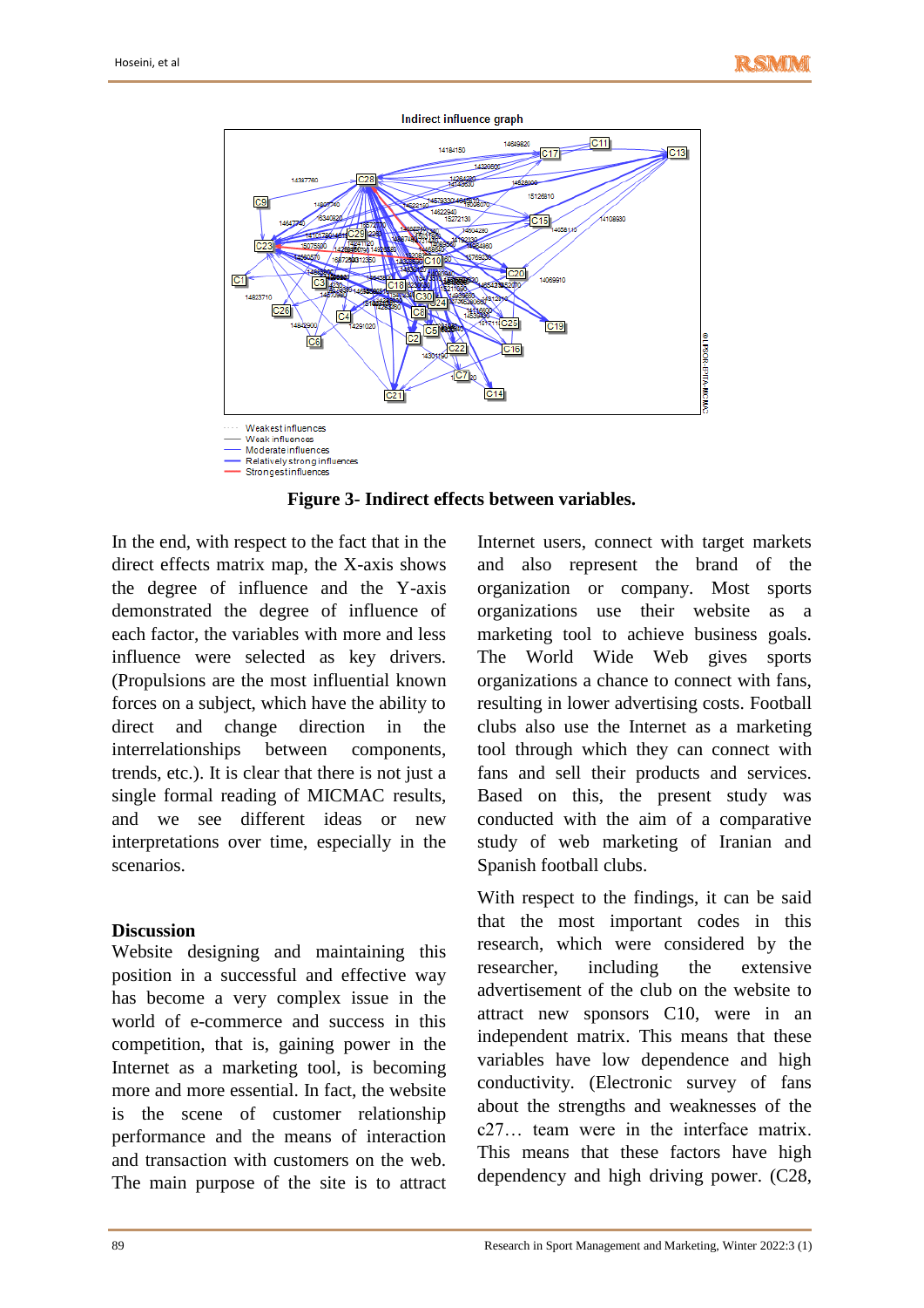Indirect influence graph

- Weakest influences
- Weak influences
- Moderate influences
- Relatively strong influences
- Strongest influences

**Figure 3- Indirect effects between variables.**

In the end, with respect to the fact that in the direct effects matrix map, the X-axis shows the degree of influence and the Y-axis demonstrated the degree of influence of each factor, the variables with more and less influence were selected as key drivers. (Propulsions are the most influential known forces on a subject, which have the ability to direct and change direction in the interrelationships between components, trends, etc.). It is clear that there is not just a single formal reading of MICMAC results, and we see different ideas or new interpretations over time, especially in the scenarios.

## Discussion

Website designing and maintaining this position in a successful and effective way has become a very complex issue in the world of e-commerce and success in this competition, that is, gaining power in the Internet as a marketing tool, is becoming more and more essential. In fact, the website is the scene of customer relationship performance and the means of interaction and transaction with customers on the web. The main purpose of the site is to attract Internet users, connect with target markets and also represent the brand of the organization or company. Most sports organizations use their website as a marketing tool to achieve business goals. The World Wide Web gives sports organizations a chance to connect with fans, resulting in lower advertising costs. Football clubs also use the Internet as a marketing tool through which they can connect with fans and sell their products and services. Based on this, the present study was conducted with the aim of a comparative study of web marketing of Iranian and Spanish football clubs.

With respect to the findings, it can be said that the most important codes in this research, which were considered by the researcher, including the extensive advertisement of the club on the website to attract new sponsors C10, were in an independent matrix. This means that these variables have low dependence and high conductivity. (Electronic survey of fans about the strengths and weaknesses of the c27… team were in the interface matrix. This means that these factors have high dependency and high driving power. (C28,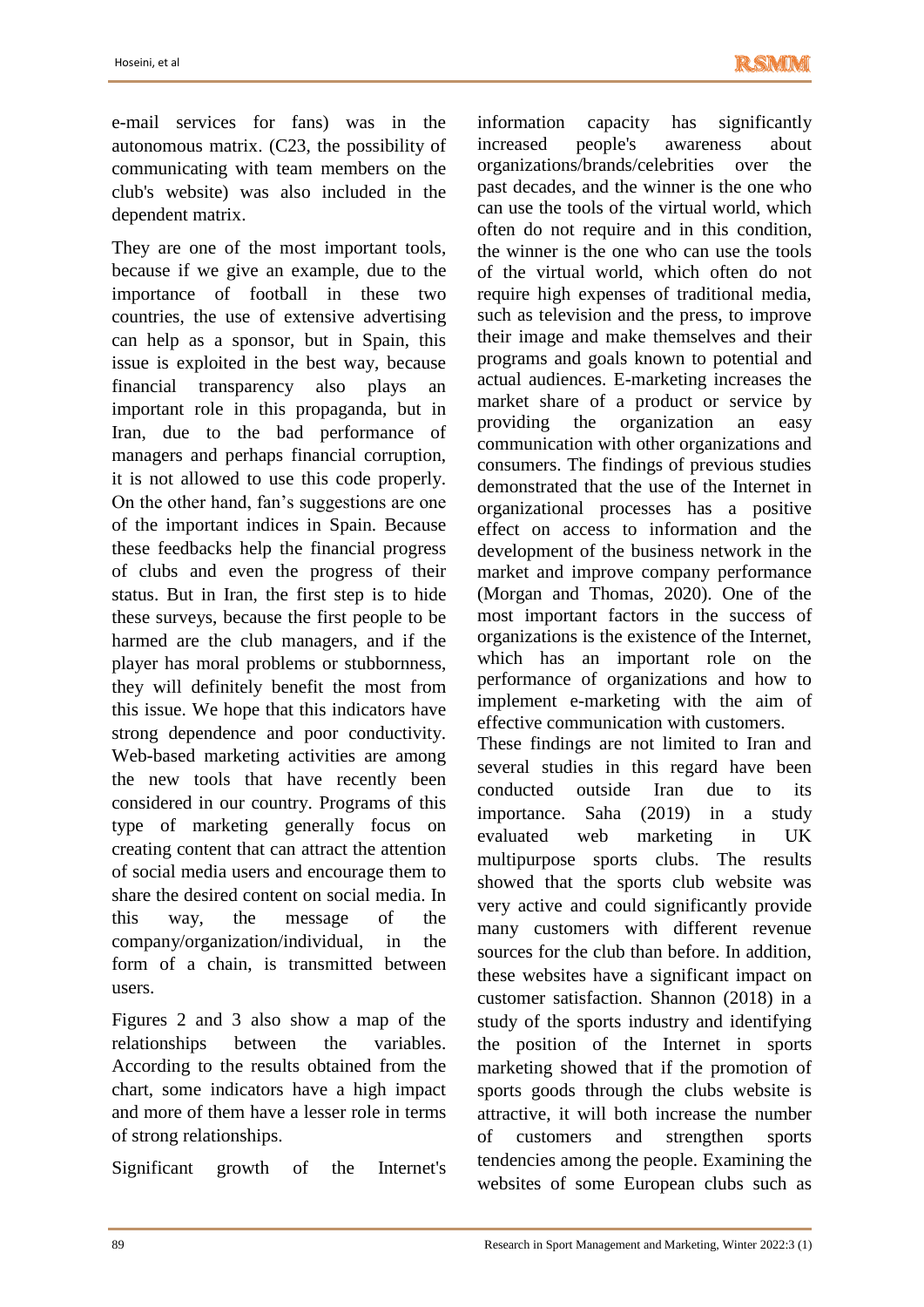e-mail services for fans) was in the autonomous matrix. (C23, the possibility of communicating with team members on the club's website) was also included in the dependent matrix.

They are one of the most important tools, because if we give an example, due to the importance of football in these two countries, the use of extensive advertising can help as a sponsor, but in Spain, this issue is exploited in the best way, because financial transparency also plays an important role in this propaganda, but in Iran, due to the bad performance of managers and perhaps financial corruption, it is not allowed to use this code properly. On the other hand, fan's suggestions are one of the important indices in Spain. Because these feedbacks help the financial progress of clubs and even the progress of their status. But in Iran, the first step is to hide these surveys, because the first people to be harmed are the club managers, and if the player has moral problems or stubbornness, they will definitely benefit the most from this issue. We hope that this indicators have strong dependence and poor conductivity. Web-based marketing activities are among the new tools that have recently been considered in our country. Programs of this type of marketing generally focus on creating content that can attract the attention of social media users and encourage them to share the desired content on social media. In this way, the message of the company/organization/individual, in the form of a chain, is transmitted between users.

Figures 2 and 3 also show a map of the relationships between the variables. According to the results obtained from the chart, some indicators have a high impact and more of them have a lesser role in terms of strong relationships.

Significant growth of the Internet's information capacity has significantly increased people's awareness about organizations/brands/celebrities over the past decades, and the winner is the one who can use the tools of the virtual world, which often do not require and in this condition, the winner is the one who can use the tools of the virtual world, which often do not require high expenses of traditional media, such as television and the press, to improve their image and make themselves and their programs and goals known to potential and actual audiences. E-marketing increases the market share of a product or service by providing the organization an easy communication with other organizations and consumers. The findings of previous studies demonstrated that the use of the Internet in organizational processes has a positive effect on access to information and the development of the business network in the market and improve company performance (Morgan and Thomas, 2020). One of the most important factors in the success of organizations is the existence of the Internet, which has an important role on the performance of organizations and how to implement e-marketing with the aim of effective communication with customers.

These findings are not limited to Iran and several studies in this regard have been conducted outside Iran due to its importance. Saha (2019) in a study evaluated web marketing in UK multipurpose sports clubs. The results showed that the sports club website was very active and could significantly provide many customers with different revenue sources for the club than before. In addition, these websites have a significant impact on customer satisfaction. Shannon (2018) in a study of the sports industry and identifying the position of the Internet in sports marketing showed that if the promotion of sports goods through the clubs website is attractive, it will both increase the number of customers and strengthen sports tendencies among the people. Examining the websites of some European clubs such as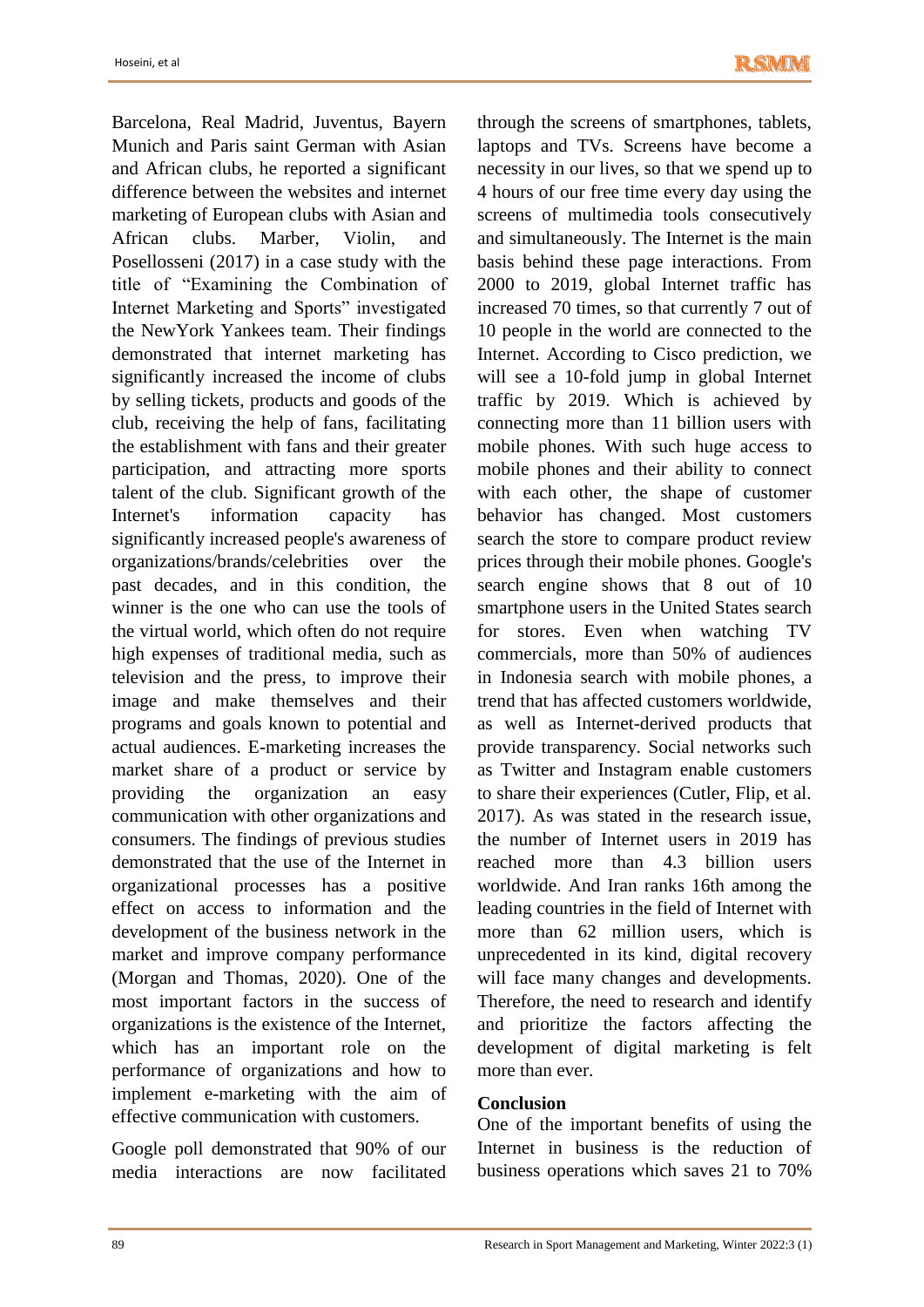Barcelona, Real Madrid, Juventus, Bayern Munich and Paris saint German with Asian and African clubs, he reported a significant difference between the websites and internet marketing of European clubs with Asian and African clubs. Marber, Violin, and Posellosseni (2017) in a case study with the title of "Examining the Combination of Internet Marketing and Sports" investigated the NewYork Yankees team. Their findings demonstrated that internet marketing has significantly increased the income of clubs by selling tickets, products and goods of the club, receiving the help of fans, facilitating the establishment with fans and their greater participation, and attracting more sports talent of the club. Significant growth of the Internet's information capacity has significantly increased people's awareness of organizations/brands/celebrities over the past decades, and in this condition, the winner is the one who can use the tools of the virtual world, which often do not require high expenses of traditional media, such as television and the press, to improve their image and make themselves and their programs and goals known to potential and actual audiences. E-marketing increases the market share of a product or service by providing the organization an easy communication with other organizations and consumers. The findings of previous studies demonstrated that the use of the Internet in organizational processes has a positive effect on access to information and the development of the business network in the market and improve company performance (Morgan and Thomas, 2020). One of the most important factors in the success of organizations is the existence of the Internet, which has an important role on the performance of organizations and how to implement e-marketing with the aim of effective communication with customers.

Google poll demonstrated that 90% of our media interactions are now facilitated through the screens of smartphones, tablets, laptops and TVs. Screens have become a necessity in our lives, so that we spend up to 4 hours of our free time every day using the screens of multimedia tools consecutively and simultaneously. The Internet is the main basis behind these page interactions. From 2000 to 2019, global Internet traffic has increased 70 times, so that currently 7 out of 10 people in the world are connected to the Internet. According to Cisco prediction, we will see a 10-fold jump in global Internet traffic by 2019. Which is achieved by connecting more than 11 billion users with mobile phones. With such huge access to mobile phones and their ability to connect with each other, the shape of customer behavior has changed. Most customers search the store to compare product review prices through their mobile phones. Google's search engine shows that 8 out of 10 smartphone users in the United States search for stores. Even when watching TV commercials, more than 50% of audiences in Indonesia search with mobile phones, a trend that has affected customers worldwide, as well as Internet-derived products that provide transparency. Social networks such as Twitter and Instagram enable customers to share their experiences (Cutler, Flip, et al. 2017). As was stated in the research issue, the number of Internet users in 2019 has reached more than 4.3 billion users worldwide. And Iran ranks 16th among the leading countries in the field of Internet with more than 62 million users, which is unprecedented in its kind, digital recovery will face many changes and developments. Therefore, the need to research and identify and prioritize the factors affecting the development of digital marketing is felt more than ever.

## Conclusion

One of the important benefits of using the Internet in business is the reduction of business operations which saves 21 to 70%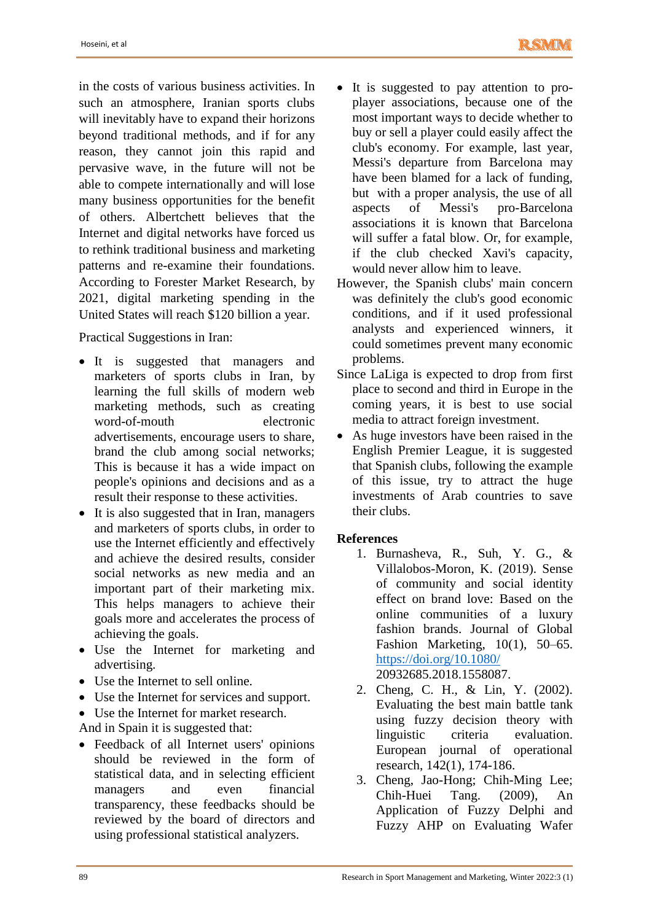in the costs of various business activities. In such an atmosphere, Iranian sports clubs will inevitably have to expand their horizons beyond traditional methods, and if for any reason, they cannot join this rapid and pervasive wave, in the future will not be able to compete internationally and will lose many business opportunities for the benefit of others. Albertchett believes that the Internet and digital networks have forced us to rethink traditional business and marketing patterns and re-examine their foundations. According to Forester Market Research, by 2021, digital marketing spending in the United States will reach $120 billion a year.

Practical Suggestions in Iran:

- It is suggested that managers and marketers of sports clubs in Iran, by learning the full skills of modern web marketing methods, such as creating word-of-mouth electronic advertisements, encourage users to share, brand the club among social networks; This is because it has a wide impact on people's opinions and decisions and as a result their response to these activities.
- It is also suggested that in Iran, managers and marketers of sports clubs, in order to use the Internet efficiently and effectively and achieve the desired results, consider social networks as new media and an important part of their marketing mix. This helps managers to achieve their goals more and accelerates the process of achieving the goals.
- Use the Internet for marketing and advertising.
- Use the Internet to sell online.
- Use the Internet for services and support.
- Use the Internet for market research.

And in Spain it is suggested that:

- Feedback of all Internet users' opinions should be reviewed in the form of statistical data, and in selecting efficient managers and even financial transparency, these feedbacks should be reviewed by the board of directors and using professional statistical analyzers.
- It is suggested to pay attention to pro-player associations, because one of the most important ways to decide whether to buy or sell a player could easily affect the club's economy. For example, last year, Messi's departure from Barcelona may have been blamed for a lack of funding, but with a proper analysis, the use of all aspects of Messi's pro-Barcelona associations it is known that Barcelona will suffer a fatal blow. Or, for example, if the club checked Xavi's capacity, would never allow him to leave.

However, the Spanish clubs' main concern was definitely the club's good economic conditions, and if it used professional analysts and experienced winners, it could sometimes prevent many economic problems.

Since LaLiga is expected to drop from first place to second and third in Europe in the coming years, it is best to use social media to attract foreign investment.

- As huge investors have been raised in the English Premier League, it is suggested that Spanish clubs, following the example of this issue, try to attract the huge investments of Arab countries to save their clubs.

## References

1. Burnasheva, R., Suh, Y. G., & Villalobos-Moron, K. (2019). Sense of community and social identity effect on brand love: Based on the online communities of a luxury fashion brands. Journal of Global Fashion Marketing, 10(1), 50–65. https://doi.org/10.1080/20932685.2018.1558087.
2. Cheng, C. H., & Lin, Y. (2002). Evaluating the best main battle tank using fuzzy decision theory with linguistic criteria evaluation. European journal of operational research, 142(1), 174-186.
3. Cheng, Jao-Hong; Chih-Ming Lee; Chih-Huei Tang. (2009), An Application of Fuzzy Delphi and Fuzzy AHP on Evaluating Wafer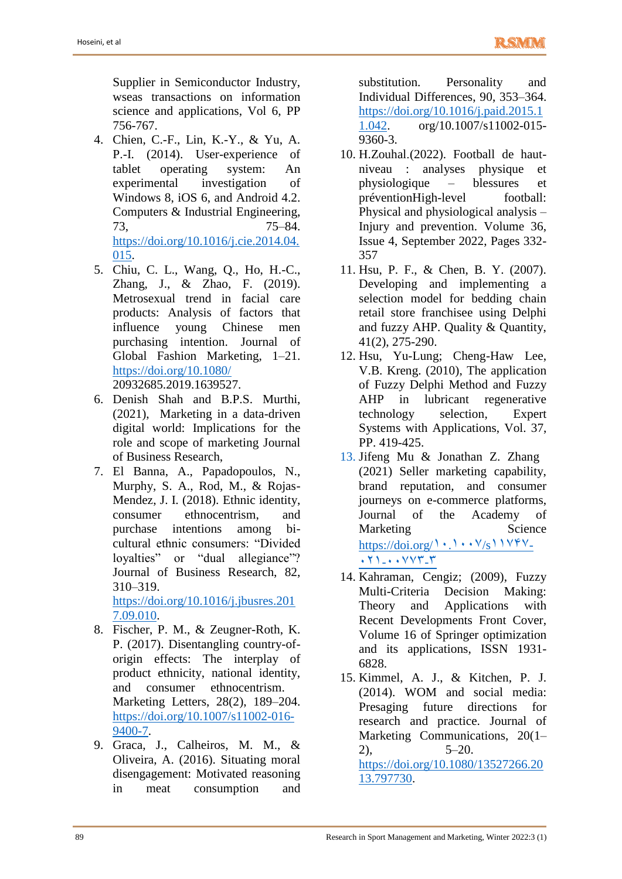Supplier in Semiconductor Industry, wseas transactions on information science and applications, Vol 6, PP 756-767.

4. Chien, C.-F., Lin, K.-Y., & Yu, A. P.-I. (2014). User-experience of tablet operating system: An experimental investigation of Windows 8, iOS 6, and Android 4.2. Computers & Industrial Engineering, 73, 75–84. https://doi.org/10.1016/j.cie.2014.04.015.
5. Chiu, C. L., Wang, Q., Ho, H.-C., Zhang, J., & Zhao, F. (2019). Metrosexual trend in facial care products: Analysis of factors that influence young Chinese men purchasing intention. Journal of Global Fashion Marketing, 1–21. https://doi.org/10.1080/20932685.2019.1639527.
6. Denish Shah and B.P.S. Murthi, (2021), Marketing in a data-driven digital world: Implications for the role and scope of marketing Journal of Business Research,
7. El Banna, A., Papadopoulos, N., Murphy, S. A., Rod, M., & Rojas-Mendez, J. I. (2018). Ethnic identity, consumer ethnocentrism, and purchase intentions among bi-cultural ethnic consumers: "Divided loyalties" or "dual allegiance"? Journal of Business Research, 82, 310–319. https://doi.org/10.1016/j.jbusres.2017.09.010.
8. Fischer, P. M., & Zeugner-Roth, K. P. (2017). Disentangling country-of-origin effects: The interplay of product ethnicity, national identity, and consumer ethnocentrism. Marketing Letters, 28(2), 189–204. https://doi.org/10.1007/s11002-016-9400-7.
9. Graca, J., Calheiros, M. M., & Oliveira, A. (2016). Situating moral disengagement: Motivated reasoning in meat consumption and substitution. Personality and Individual Differences, 90, 353–364. https://doi.org/10.1016/j.paid.2015.11.042. org/10.1007/s11002-015-9360-3.
10. H.Zouhal.(2022). Football de haut-niveau : analyses physique et physiologique – blessures et préventionHigh-level football: Physical and physiological analysis – Injury and prevention. Volume 36, Issue 4, September 2022, Pages 332-357
11. Hsu, P. F., & Chen, B. Y. (2007). Developing and implementing a selection model for bedding chain retail store franchisee using Delphi and fuzzy AHP. Quality & Quantity, 41(2), 275-290.
12. Hsu, Yu-Lung; Cheng-Haw Lee, V.B. Kreng. (2010), The application of Fuzzy Delphi Method and Fuzzy AHP in lubricant regenerative technology selection, Expert Systems with Applications, Vol. 37, PP. 419-425.
13. Jifeng Mu & Jonathan Z. Zhang (2021) Seller marketing capability, brand reputation, and consumer journeys on e-commerce platforms, Journal of the Academy of Marketing Science https://doi.org/۱۰.۱۰۰۷/s۱۱۷۴۷-۰۲۱-۰۰۷۷۳-۳
14. Kahraman, Cengiz; (2009), Fuzzy Multi-Criteria Decision Making: Theory and Applications with Recent Developments Front Cover, Volume 16 of Springer optimization and its applications, ISSN 1931-6828.
15. Kimmel, A. J., & Kitchen, P. J. (2014). WOM and social media: Presaging future directions for research and practice. Journal of Marketing Communications, 20(1–2), 5–20. https://doi.org/10.1080/13527266.2013.797730.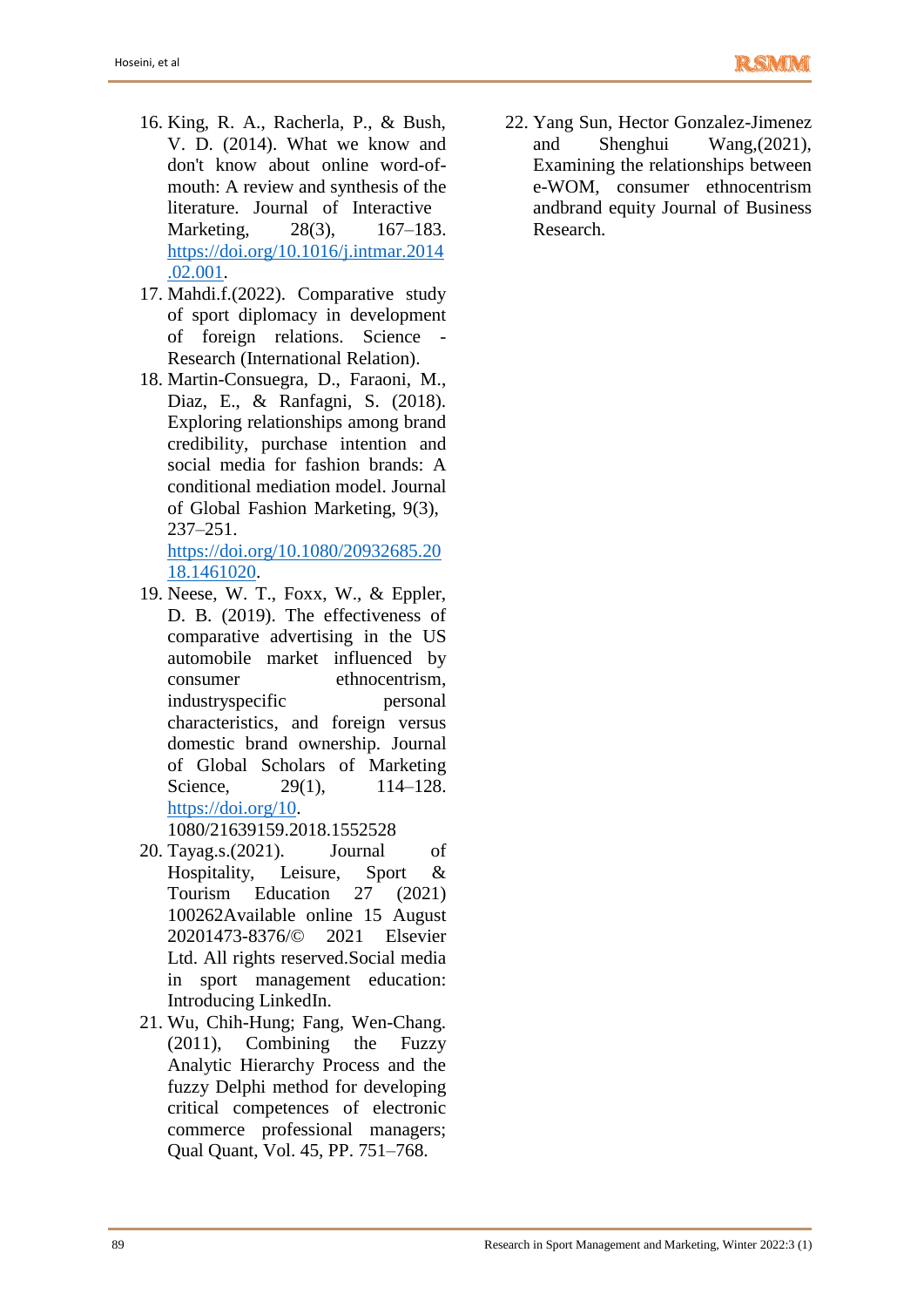16. King, R. A., Racherla, P., & Bush, V. D. (2014). What we know and don't know about online word-of-mouth: A review and synthesis of the literature. Journal of Interactive Marketing, 28(3), 167–183. https://doi.org/10.1016/j.intmar.2014.02.001.
17. Mahdi.f.(2022). Comparative study of sport diplomacy in development of foreign relations. Science - Research (International Relation).
18. Martin-Consuegra, D., Faraoni, M., Diaz, E., & Ranfagni, S. (2018). Exploring relationships among brand credibility, purchase intention and social media for fashion brands: A conditional mediation model. Journal of Global Fashion Marketing, 9(3), 237–251. https://doi.org/10.1080/20932685.2018.1461020.
19. Neese, W. T., Foxx, W., & Eppler, D. B. (2019). The effectiveness of comparative advertising in the US automobile market influenced by consumer ethnocentrism, industryspecific personal characteristics, and foreign versus domestic brand ownership. Journal of Global Scholars of Marketing Science, 29(1), 114–128. https://doi.org/10. 1080/21639159.2018.1552528
20. Tayag.s.(2021). Journal of Hospitality, Leisure, Sport & Tourism Education 27 (2021) 100262Available online 15 August 20201473-8376/© 2021 Elsevier Ltd. All rights reserved.Social media in sport management education: Introducing LinkedIn.
21. Wu, Chih-Hung; Fang, Wen-Chang. (2011), Combining the Fuzzy Analytic Hierarchy Process and the fuzzy Delphi method for developing critical competences of electronic commerce professional managers; Qual Quant, Vol. 45, PP. 751–768.
22. Yang Sun, Hector Gonzalez-Jimenez and Shenghui Wang,(2021), Examining the relationships between e-WOM, consumer ethnocentrism andbrand equity Journal of Business Research.